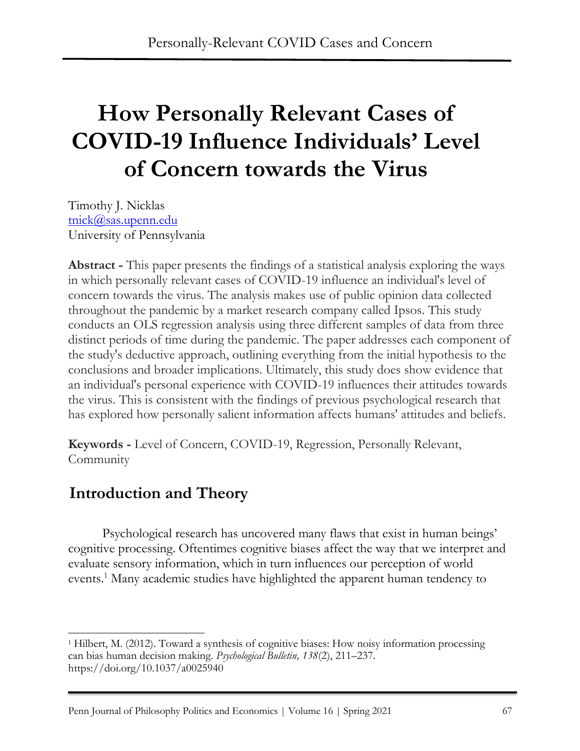# How Personally Relevant Cases of COVID-19 Influence Individuals' Level of Concern towards the Virus

Timothy J. Nicklas
tnick@sas.upenn.edu
University of Pennsylvania

**Abstract -** This paper presents the findings of a statistical analysis exploring the ways in which personally relevant cases of COVID-19 influence an individual's level of concern towards the virus. The analysis makes use of public opinion data collected throughout the pandemic by a market research company called Ipsos. This study conducts an OLS regression analysis using three different samples of data from three distinct periods of time during the pandemic. The paper addresses each component of the study's deductive approach, outlining everything from the initial hypothesis to the conclusions and broader implications. Ultimately, this study does show evidence that an individual's personal experience with COVID-19 influences their attitudes towards the virus. This is consistent with the findings of previous psychological research that has explored how personally salient information affects humans' attitudes and beliefs.

**Keywords -** Level of Concern, COVID-19, Regression, Personally Relevant, Community

## Introduction and Theory

Psychological research has uncovered many flaws that exist in human beings' cognitive processing. Oftentimes cognitive biases affect the way that we interpret and evaluate sensory information, which in turn influences our perception of world events.[1] Many academic studies have highlighted the apparent human tendency to

[1] Hilbert, M. (2012). Toward a synthesis of cognitive biases: How noisy information processing can bias human decision making. *Psychological Bulletin, 138*(2), 211–237. https://doi.org/10.1037/a0025940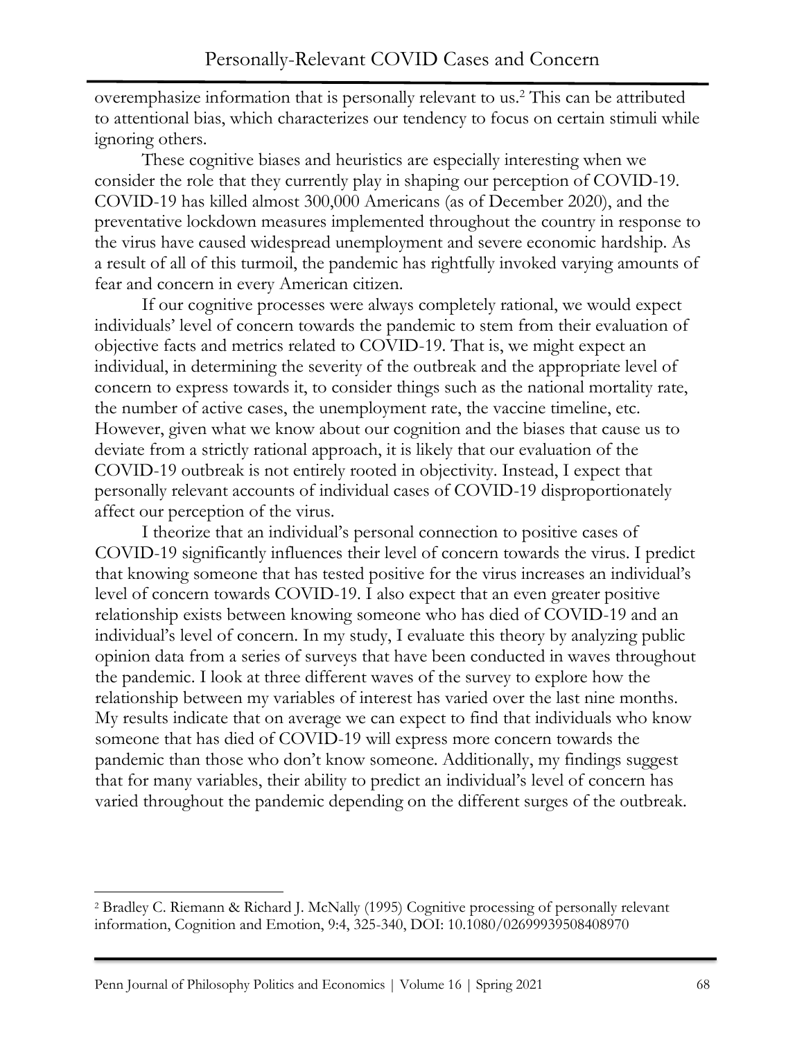overemphasize information that is personally relevant to us.[2] This can be attributed to attentional bias, which characterizes our tendency to focus on certain stimuli while ignoring others.

These cognitive biases and heuristics are especially interesting when we consider the role that they currently play in shaping our perception of COVID-19. COVID-19 has killed almost 300,000 Americans (as of December 2020), and the preventative lockdown measures implemented throughout the country in response to the virus have caused widespread unemployment and severe economic hardship. As a result of all of this turmoil, the pandemic has rightfully invoked varying amounts of fear and concern in every American citizen.

If our cognitive processes were always completely rational, we would expect individuals' level of concern towards the pandemic to stem from their evaluation of objective facts and metrics related to COVID-19. That is, we might expect an individual, in determining the severity of the outbreak and the appropriate level of concern to express towards it, to consider things such as the national mortality rate, the number of active cases, the unemployment rate, the vaccine timeline, etc. However, given what we know about our cognition and the biases that cause us to deviate from a strictly rational approach, it is likely that our evaluation of the COVID-19 outbreak is not entirely rooted in objectivity. Instead, I expect that personally relevant accounts of individual cases of COVID-19 disproportionately affect our perception of the virus.

I theorize that an individual's personal connection to positive cases of COVID-19 significantly influences their level of concern towards the virus. I predict that knowing someone that has tested positive for the virus increases an individual's level of concern towards COVID-19. I also expect that an even greater positive relationship exists between knowing someone who has died of COVID-19 and an individual's level of concern. In my study, I evaluate this theory by analyzing public opinion data from a series of surveys that have been conducted in waves throughout the pandemic. I look at three different waves of the survey to explore how the relationship between my variables of interest has varied over the last nine months. My results indicate that on average we can expect to find that individuals who know someone that has died of COVID-19 will express more concern towards the pandemic than those who don't know someone. Additionally, my findings suggest that for many variables, their ability to predict an individual's level of concern has varied throughout the pandemic depending on the different surges of the outbreak.

---

[2] Bradley C. Riemann & Richard J. McNally (1995) Cognitive processing of personally relevant information, Cognition and Emotion, 9:4, 325-340, DOI: 10.1080/02699939508408970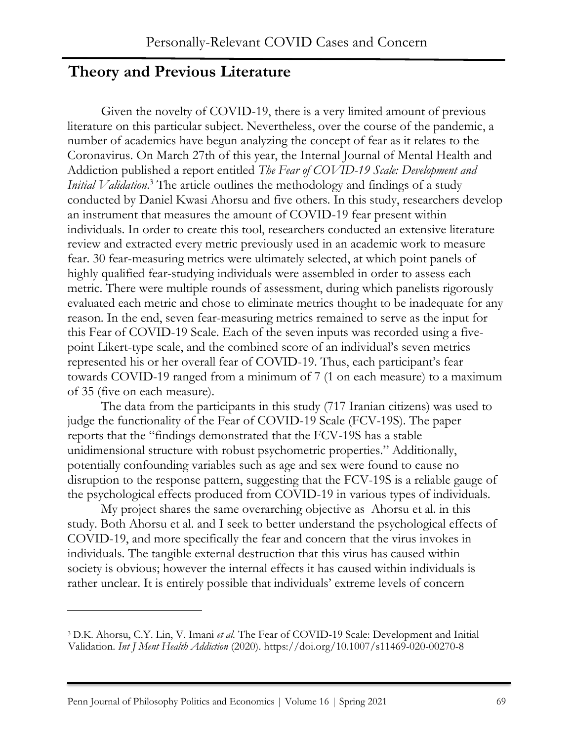## Theory and Previous Literature

Given the novelty of COVID-19, there is a very limited amount of previous literature on this particular subject. Nevertheless, over the course of the pandemic, a number of academics have begun analyzing the concept of fear as it relates to the Coronavirus. On March 27th of this year, the Internal Journal of Mental Health and Addiction published a report entitled *The Fear of COVID-19 Scale: Development and Initial Validation*.[3] The article outlines the methodology and findings of a study conducted by Daniel Kwasi Ahorsu and five others. In this study, researchers develop an instrument that measures the amount of COVID-19 fear present within individuals. In order to create this tool, researchers conducted an extensive literature review and extracted every metric previously used in an academic work to measure fear. 30 fear-measuring metrics were ultimately selected, at which point panels of highly qualified fear-studying individuals were assembled in order to assess each metric. There were multiple rounds of assessment, during which panelists rigorously evaluated each metric and chose to eliminate metrics thought to be inadequate for any reason. In the end, seven fear-measuring metrics remained to serve as the input for this Fear of COVID-19 Scale. Each of the seven inputs was recorded using a five-point Likert-type scale, and the combined score of an individual's seven metrics represented his or her overall fear of COVID-19. Thus, each participant's fear towards COVID-19 ranged from a minimum of 7 (1 on each measure) to a maximum of 35 (five on each measure).

The data from the participants in this study (717 Iranian citizens) was used to judge the functionality of the Fear of COVID-19 Scale (FCV-19S). The paper reports that the "findings demonstrated that the FCV-19S has a stable unidimensional structure with robust psychometric properties." Additionally, potentially confounding variables such as age and sex were found to cause no disruption to the response pattern, suggesting that the FCV-19S is a reliable gauge of the psychological effects produced from COVID-19 in various types of individuals.

My project shares the same overarching objective as Ahorsu et al. in this study. Both Ahorsu et al. and I seek to better understand the psychological effects of COVID-19, and more specifically the fear and concern that the virus invokes in individuals. The tangible external destruction that this virus has caused within society is obvious; however the internal effects it has caused within individuals is rather unclear. It is entirely possible that individuals' extreme levels of concern

---

[3] D.K. Ahorsu, C.Y. Lin, V. Imani *et al.* The Fear of COVID-19 Scale: Development and Initial Validation. *Int J Ment Health Addiction* (2020). https://doi.org/10.1007/s11469-020-00270-8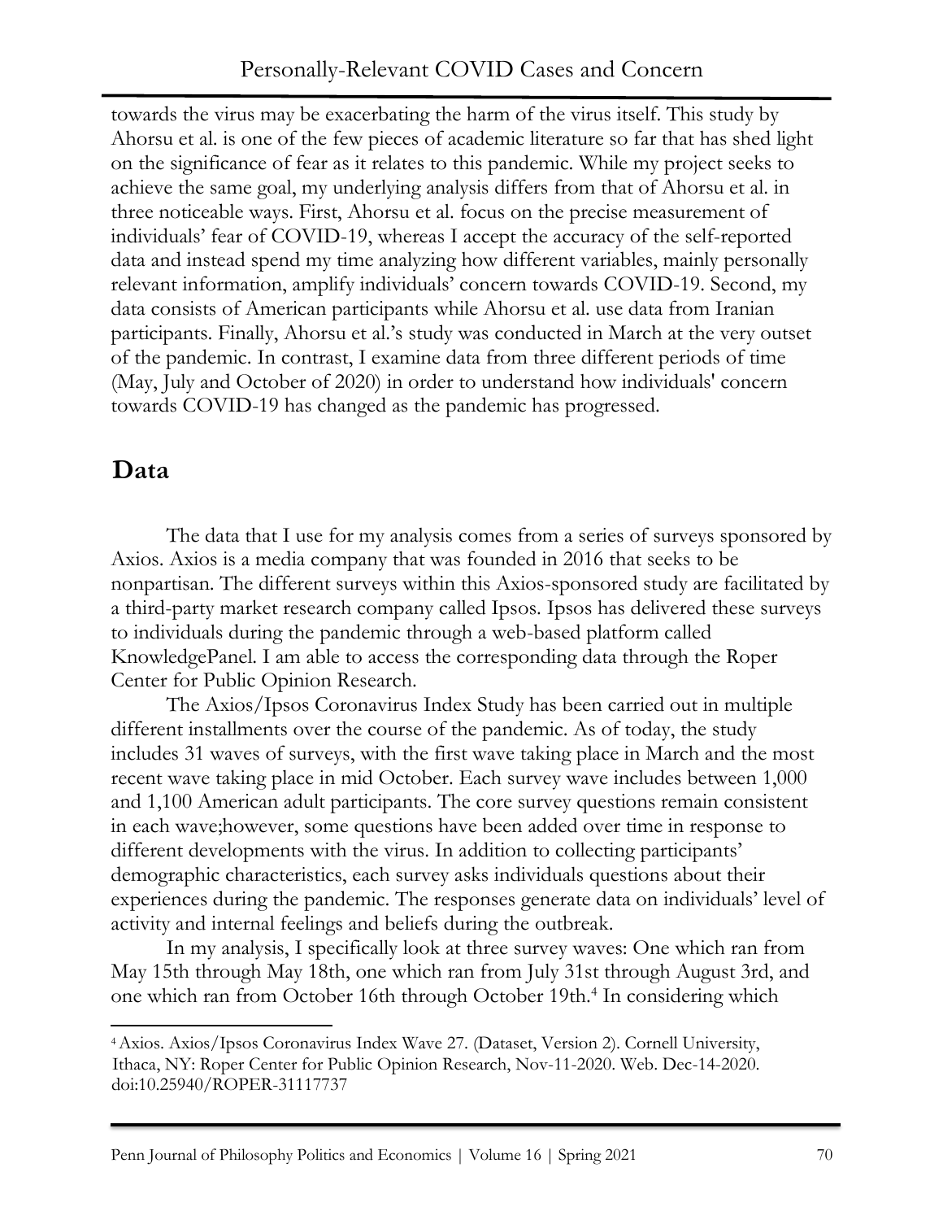towards the virus may be exacerbating the harm of the virus itself. This study by Ahorsu et al. is one of the few pieces of academic literature so far that has shed light on the significance of fear as it relates to this pandemic. While my project seeks to achieve the same goal, my underlying analysis differs from that of Ahorsu et al. in three noticeable ways. First, Ahorsu et al. focus on the precise measurement of individuals' fear of COVID-19, whereas I accept the accuracy of the self-reported data and instead spend my time analyzing how different variables, mainly personally relevant information, amplify individuals' concern towards COVID-19. Second, my data consists of American participants while Ahorsu et al. use data from Iranian participants. Finally, Ahorsu et al.'s study was conducted in March at the very outset of the pandemic. In contrast, I examine data from three different periods of time (May, July and October of 2020) in order to understand how individuals' concern towards COVID-19 has changed as the pandemic has progressed.

## Data

The data that I use for my analysis comes from a series of surveys sponsored by Axios. Axios is a media company that was founded in 2016 that seeks to be nonpartisan. The different surveys within this Axios-sponsored study are facilitated by a third-party market research company called Ipsos. Ipsos has delivered these surveys to individuals during the pandemic through a web-based platform called KnowledgePanel. I am able to access the corresponding data through the Roper Center for Public Opinion Research.

The Axios/Ipsos Coronavirus Index Study has been carried out in multiple different installments over the course of the pandemic. As of today, the study includes 31 waves of surveys, with the first wave taking place in March and the most recent wave taking place in mid October. Each survey wave includes between 1,000 and 1,100 American adult participants. The core survey questions remain consistent in each wave;however, some questions have been added over time in response to different developments with the virus. In addition to collecting participants' demographic characteristics, each survey asks individuals questions about their experiences during the pandemic. The responses generate data on individuals' level of activity and internal feelings and beliefs during the outbreak.

In my analysis, I specifically look at three survey waves: One which ran from May 15th through May 18th, one which ran from July 31st through August 3rd, and one which ran from October 16th through October 19th.[4] In considering which

[4] Axios. Axios/Ipsos Coronavirus Index Wave 27. (Dataset, Version 2). Cornell University, Ithaca, NY: Roper Center for Public Opinion Research, Nov-11-2020. Web. Dec-14-2020. doi:10.25940/ROPER-31117737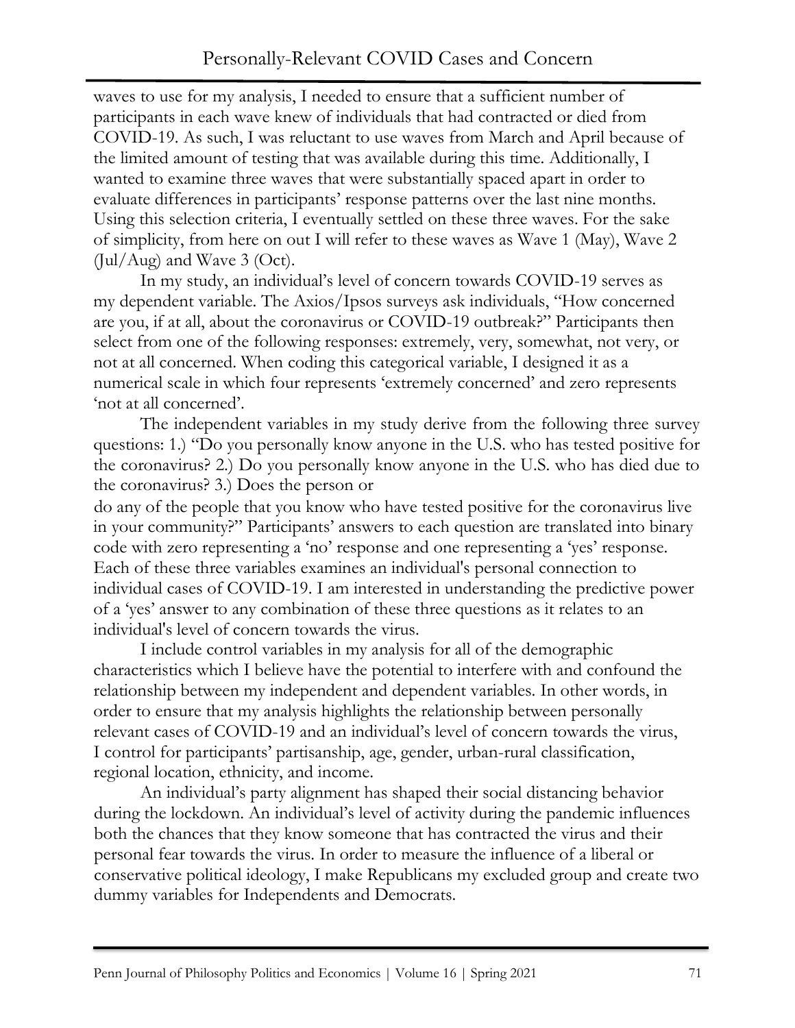waves to use for my analysis, I needed to ensure that a sufficient number of participants in each wave knew of individuals that had contracted or died from COVID-19. As such, I was reluctant to use waves from March and April because of the limited amount of testing that was available during this time. Additionally, I wanted to examine three waves that were substantially spaced apart in order to evaluate differences in participants' response patterns over the last nine months. Using this selection criteria, I eventually settled on these three waves. For the sake of simplicity, from here on out I will refer to these waves as Wave 1 (May), Wave 2 (Jul/Aug) and Wave 3 (Oct).

In my study, an individual's level of concern towards COVID-19 serves as my dependent variable. The Axios/Ipsos surveys ask individuals, "How concerned are you, if at all, about the coronavirus or COVID-19 outbreak?" Participants then select from one of the following responses: extremely, very, somewhat, not very, or not at all concerned. When coding this categorical variable, I designed it as a numerical scale in which four represents 'extremely concerned' and zero represents 'not at all concerned'.

The independent variables in my study derive from the following three survey questions: 1.) "Do you personally know anyone in the U.S. who has tested positive for the coronavirus? 2.) Do you personally know anyone in the U.S. who has died due to the coronavirus? 3.) Does the person or do any of the people that you know who have tested positive for the coronavirus live in your community?" Participants' answers to each question are translated into binary code with zero representing a 'no' response and one representing a 'yes' response. Each of these three variables examines an individual's personal connection to individual cases of COVID-19. I am interested in understanding the predictive power of a 'yes' answer to any combination of these three questions as it relates to an individual's level of concern towards the virus.

I include control variables in my analysis for all of the demographic characteristics which I believe have the potential to interfere with and confound the relationship between my independent and dependent variables. In other words, in order to ensure that my analysis highlights the relationship between personally relevant cases of COVID-19 and an individual's level of concern towards the virus, I control for participants' partisanship, age, gender, urban-rural classification, regional location, ethnicity, and income.

An individual's party alignment has shaped their social distancing behavior during the lockdown. An individual's level of activity during the pandemic influences both the chances that they know someone that has contracted the virus and their personal fear towards the virus. In order to measure the influence of a liberal or conservative political ideology, I make Republicans my excluded group and create two dummy variables for Independents and Democrats.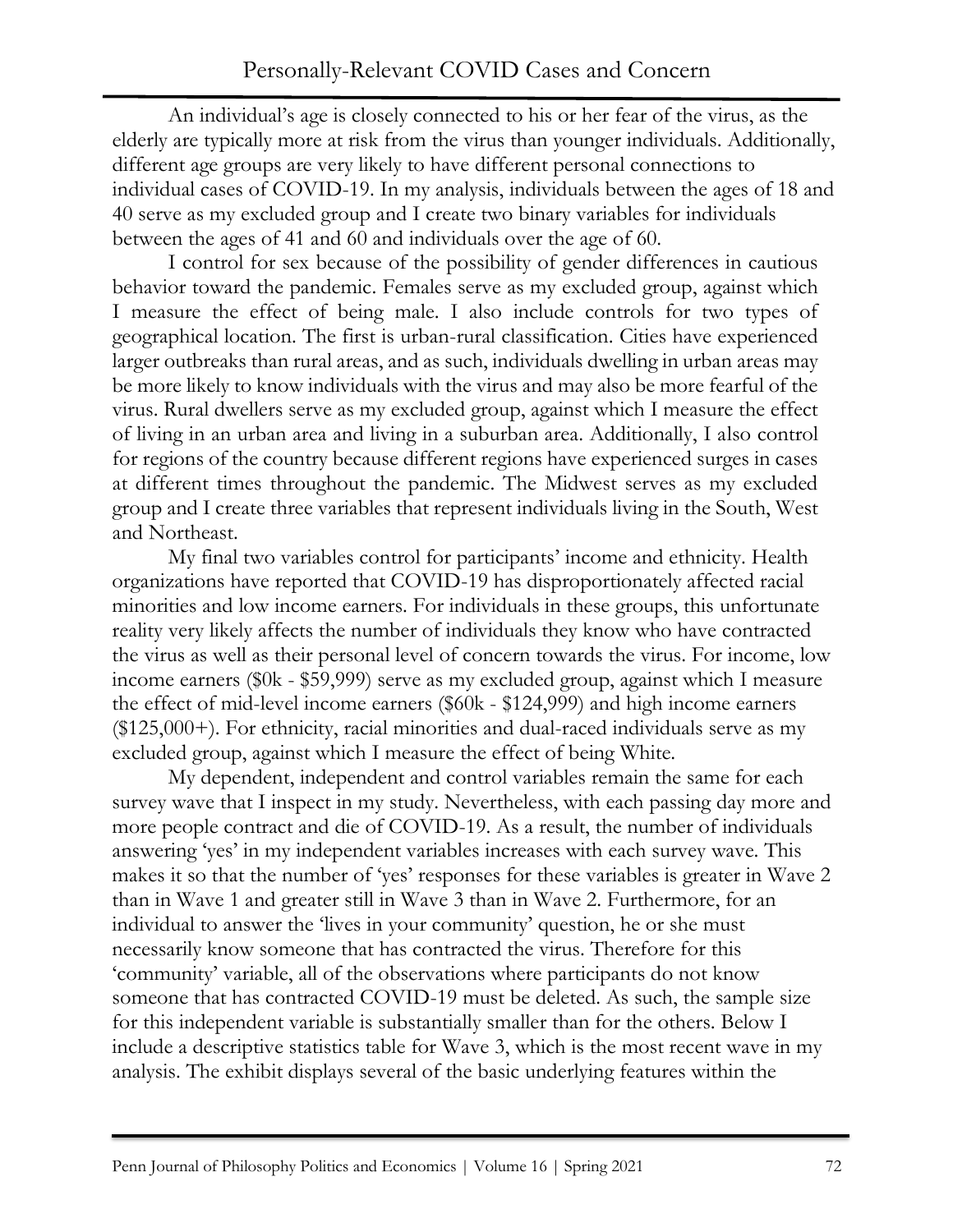An individual's age is closely connected to his or her fear of the virus, as the elderly are typically more at risk from the virus than younger individuals. Additionally, different age groups are very likely to have different personal connections to individual cases of COVID-19. In my analysis, individuals between the ages of 18 and 40 serve as my excluded group and I create two binary variables for individuals between the ages of 41 and 60 and individuals over the age of 60.

I control for sex because of the possibility of gender differences in cautious behavior toward the pandemic. Females serve as my excluded group, against which I measure the effect of being male. I also include controls for two types of geographical location. The first is urban-rural classification. Cities have experienced larger outbreaks than rural areas, and as such, individuals dwelling in urban areas may be more likely to know individuals with the virus and may also be more fearful of the virus. Rural dwellers serve as my excluded group, against which I measure the effect of living in an urban area and living in a suburban area. Additionally, I also control for regions of the country because different regions have experienced surges in cases at different times throughout the pandemic. The Midwest serves as my excluded group and I create three variables that represent individuals living in the South, West and Northeast.

My final two variables control for participants' income and ethnicity. Health organizations have reported that COVID-19 has disproportionately affected racial minorities and low income earners. For individuals in these groups, this unfortunate reality very likely affects the number of individuals they know who have contracted the virus as well as their personal level of concern towards the virus. For income, low income earners ($0k - $59,999) serve as my excluded group, against which I measure the effect of mid-level income earners ($60k - $124,999) and high income earners ($125,000+). For ethnicity, racial minorities and dual-raced individuals serve as my excluded group, against which I measure the effect of being White.

My dependent, independent and control variables remain the same for each survey wave that I inspect in my study. Nevertheless, with each passing day more and more people contract and die of COVID-19. As a result, the number of individuals answering 'yes' in my independent variables increases with each survey wave. This makes it so that the number of 'yes' responses for these variables is greater in Wave 2 than in Wave 1 and greater still in Wave 3 than in Wave 2. Furthermore, for an individual to answer the 'lives in your community' question, he or she must necessarily know someone that has contracted the virus. Therefore for this 'community' variable, all of the observations where participants do not know someone that has contracted COVID-19 must be deleted. As such, the sample size for this independent variable is substantially smaller than for the others. Below I include a descriptive statistics table for Wave 3, which is the most recent wave in my analysis. The exhibit displays several of the basic underlying features within the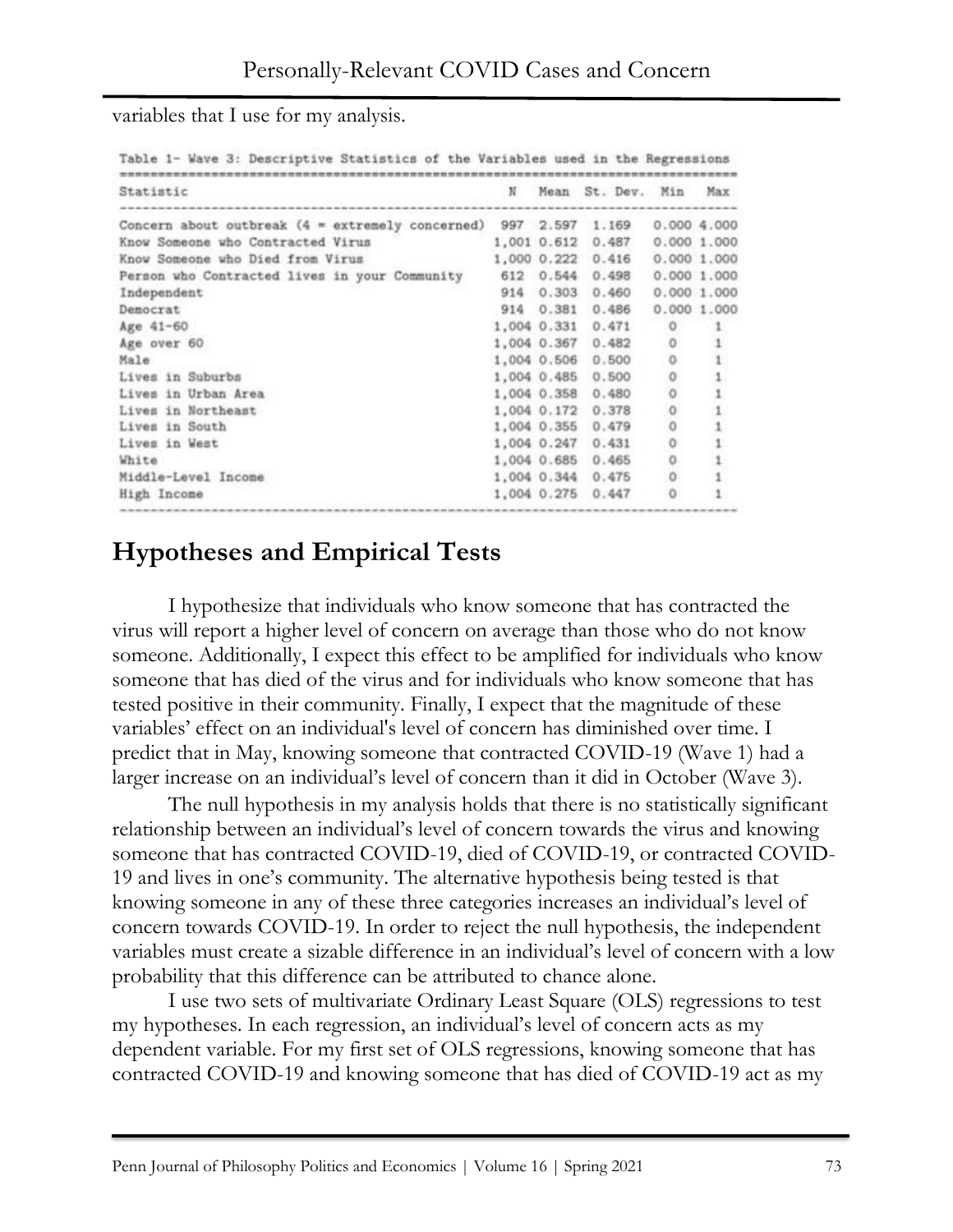variables that I use for my analysis.

Table 1- Wave 3: Descriptive Statistics of the Variables used in the Regressions

| Statistic | N | Mean | St. Dev. | Min | Max |
|---|---|---|---|---|---|
| Concern about outbreak (4 = extremely concerned) | 997 | 2.597 | 1.169 | 0.000 | 4.000 |
| Know Someone who Contracted Virus | 1,001 | 0.612 | 0.487 | 0.000 | 1.000 |
| Know Someone who Died from Virus | 1,000 | 0.222 | 0.416 | 0.000 | 1.000 |
| Person who Contracted lives in your Community | 612 | 0.544 | 0.498 | 0.000 | 1.000 |
| Independent | 914 | 0.303 | 0.460 | 0.000 | 1.000 |
| Democrat | 914 | 0.381 | 0.486 | 0.000 | 1.000 |
| Age 41-60 | 1,004 | 0.331 | 0.471 | 0 | 1 |
| Age over 60 | 1,004 | 0.367 | 0.482 | 0 | 1 |
| Male | 1,004 | 0.506 | 0.500 | 0 | 1 |
| Lives in Suburbs | 1,004 | 0.485 | 0.500 | 0 | 1 |
| Lives in Urban Area | 1,004 | 0.358 | 0.480 | 0 | 1 |
| Lives in Northeast | 1,004 | 0.172 | 0.378 | 0 | 1 |
| Lives in South | 1,004 | 0.355 | 0.479 | 0 | 1 |
| Lives in West | 1,004 | 0.247 | 0.431 | 0 | 1 |
| White | 1,004 | 0.685 | 0.465 | 0 | 1 |
| Middle-Level Income | 1,004 | 0.344 | 0.475 | 0 | 1 |
| High Income | 1,004 | 0.275 | 0.447 | 0 | 1 |

## Hypotheses and Empirical Tests

I hypothesize that individuals who know someone that has contracted the virus will report a higher level of concern on average than those who do not know someone. Additionally, I expect this effect to be amplified for individuals who know someone that has died of the virus and for individuals who know someone that has tested positive in their community. Finally, I expect that the magnitude of these variables' effect on an individual's level of concern has diminished over time. I predict that in May, knowing someone that contracted COVID-19 (Wave 1) had a larger increase on an individual's level of concern than it did in October (Wave 3).

The null hypothesis in my analysis holds that there is no statistically significant relationship between an individual's level of concern towards the virus and knowing someone that has contracted COVID-19, died of COVID-19, or contracted COVID-19 and lives in one's community. The alternative hypothesis being tested is that knowing someone in any of these three categories increases an individual's level of concern towards COVID-19. In order to reject the null hypothesis, the independent variables must create a sizable difference in an individual's level of concern with a low probability that this difference can be attributed to chance alone.

I use two sets of multivariate Ordinary Least Square (OLS) regressions to test my hypotheses. In each regression, an individual's level of concern acts as my dependent variable. For my first set of OLS regressions, knowing someone that has contracted COVID-19 and knowing someone that has died of COVID-19 act as my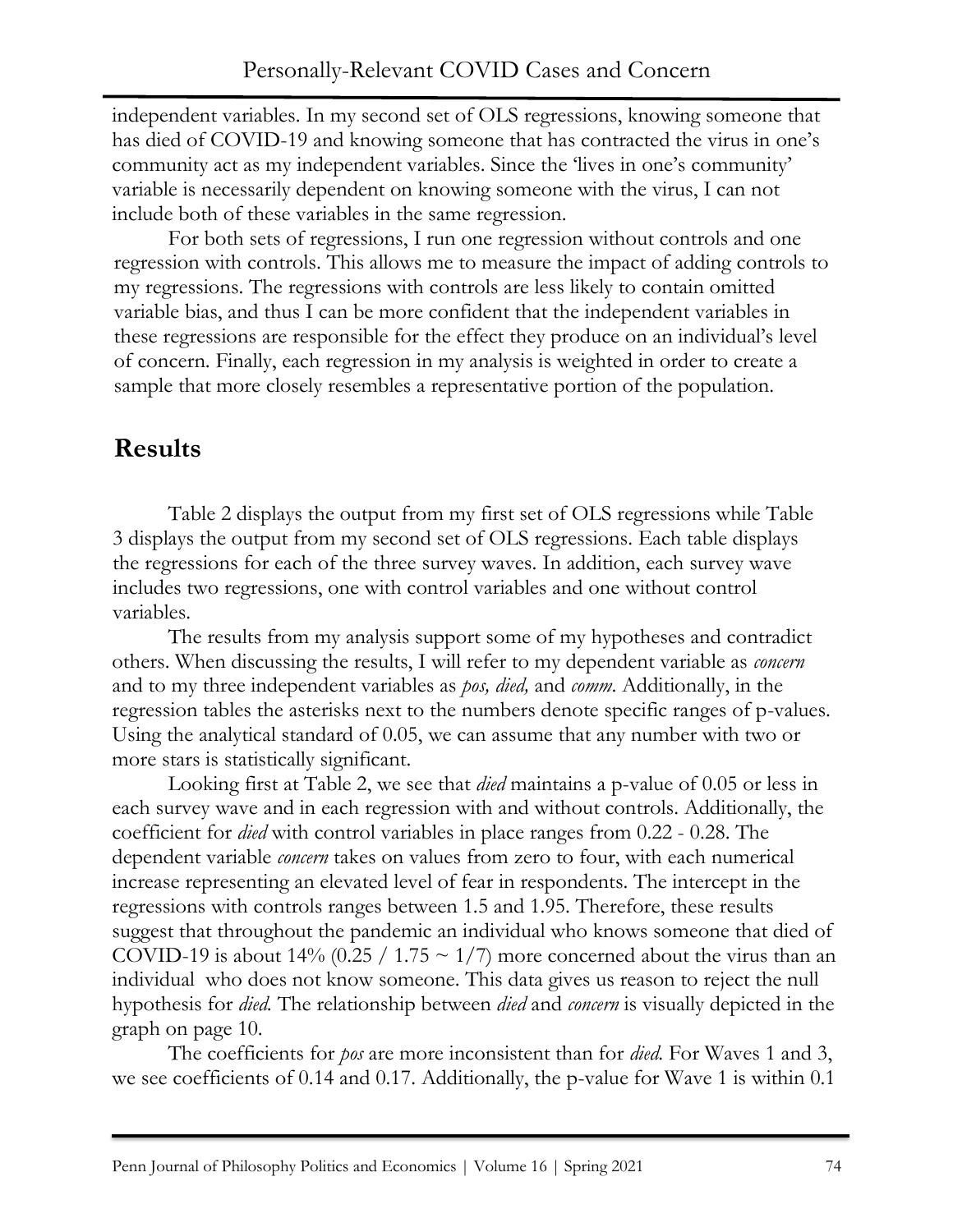independent variables. In my second set of OLS regressions, knowing someone that has died of COVID-19 and knowing someone that has contracted the virus in one's community act as my independent variables. Since the 'lives in one's community' variable is necessarily dependent on knowing someone with the virus, I can not include both of these variables in the same regression.

For both sets of regressions, I run one regression without controls and one regression with controls. This allows me to measure the impact of adding controls to my regressions. The regressions with controls are less likely to contain omitted variable bias, and thus I can be more confident that the independent variables in these regressions are responsible for the effect they produce on an individual's level of concern. Finally, each regression in my analysis is weighted in order to create a sample that more closely resembles a representative portion of the population.

## Results

Table 2 displays the output from my first set of OLS regressions while Table 3 displays the output from my second set of OLS regressions. Each table displays the regressions for each of the three survey waves. In addition, each survey wave includes two regressions, one with control variables and one without control variables.

The results from my analysis support some of my hypotheses and contradict others. When discussing the results, I will refer to my dependent variable as *concern* and to my three independent variables as *pos, died,* and *comm*. Additionally, in the regression tables the asterisks next to the numbers denote specific ranges of p-values. Using the analytical standard of 0.05, we can assume that any number with two or more stars is statistically significant.

Looking first at Table 2, we see that *died* maintains a p-value of 0.05 or less in each survey wave and in each regression with and without controls. Additionally, the coefficient for *died* with control variables in place ranges from 0.22 - 0.28. The dependent variable *concern* takes on values from zero to four, with each numerical increase representing an elevated level of fear in respondents. The intercept in the regressions with controls ranges between 1.5 and 1.95. Therefore, these results suggest that throughout the pandemic an individual who knows someone that died of COVID-19 is about 14% (0.25 / 1.75 ~ 1/7) more concerned about the virus than an individual who does not know someone. This data gives us reason to reject the null hypothesis for *died*. The relationship between *died* and *concern* is visually depicted in the graph on page 10.

The coefficients for *pos* are more inconsistent than for *died*. For Waves 1 and 3, we see coefficients of 0.14 and 0.17. Additionally, the p-value for Wave 1 is within 0.1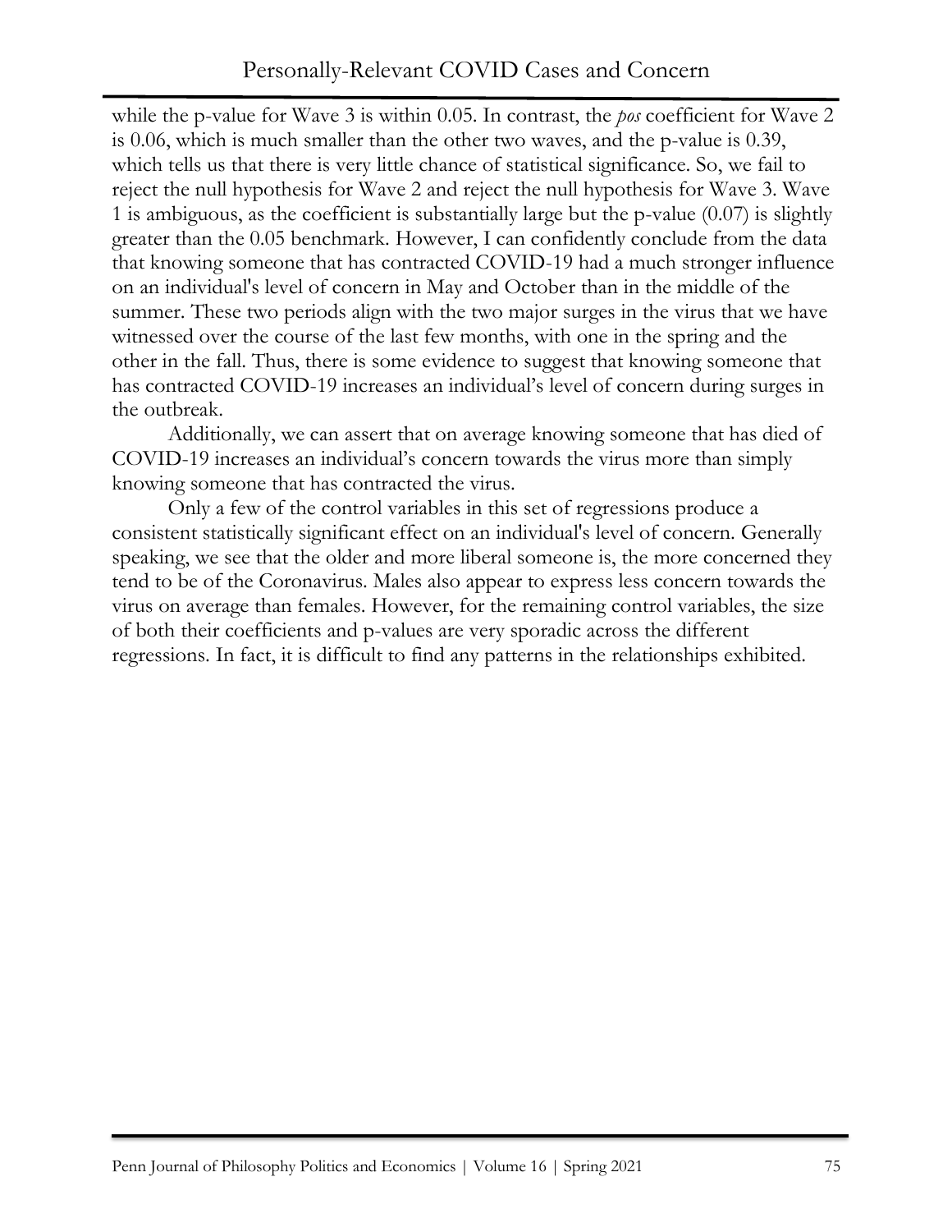while the p-value for Wave 3 is within 0.05. In contrast, the *pos* coefficient for Wave 2 is 0.06, which is much smaller than the other two waves, and the p-value is 0.39, which tells us that there is very little chance of statistical significance. So, we fail to reject the null hypothesis for Wave 2 and reject the null hypothesis for Wave 3. Wave 1 is ambiguous, as the coefficient is substantially large but the p-value (0.07) is slightly greater than the 0.05 benchmark. However, I can confidently conclude from the data that knowing someone that has contracted COVID-19 had a much stronger influence on an individual's level of concern in May and October than in the middle of the summer. These two periods align with the two major surges in the virus that we have witnessed over the course of the last few months, with one in the spring and the other in the fall. Thus, there is some evidence to suggest that knowing someone that has contracted COVID-19 increases an individual's level of concern during surges in the outbreak.

Additionally, we can assert that on average knowing someone that has died of COVID-19 increases an individual's concern towards the virus more than simply knowing someone that has contracted the virus.

Only a few of the control variables in this set of regressions produce a consistent statistically significant effect on an individual's level of concern. Generally speaking, we see that the older and more liberal someone is, the more concerned they tend to be of the Coronavirus. Males also appear to express less concern towards the virus on average than females. However, for the remaining control variables, the size of both their coefficients and p-values are very sporadic across the different regressions. In fact, it is difficult to find any patterns in the relationships exhibited.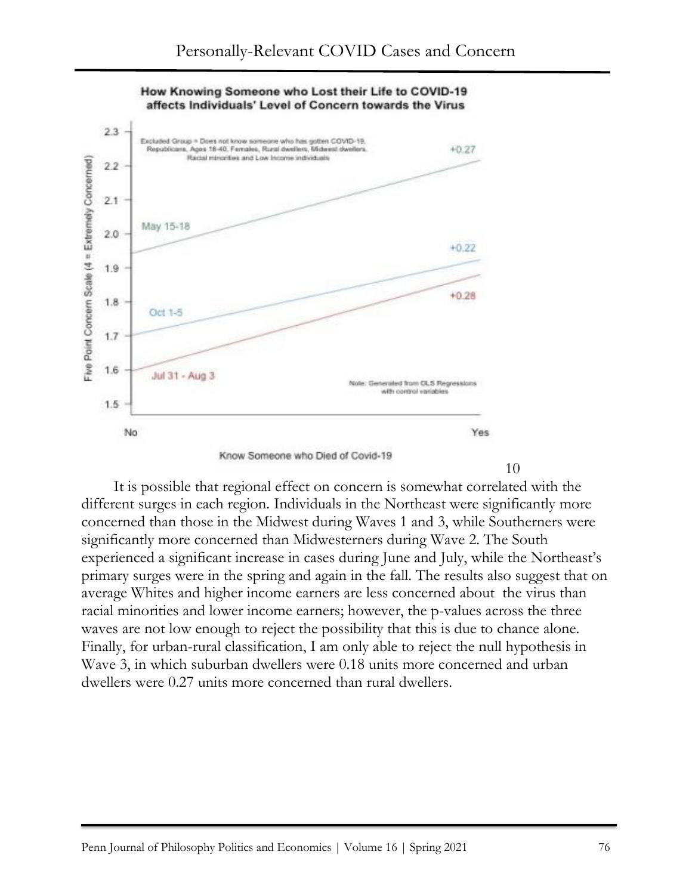10

It is possible that regional effect on concern is somewhat correlated with the different surges in each region. Individuals in the Northeast were significantly more concerned than those in the Midwest during Waves 1 and 3, while Southerners were significantly more concerned than Midwesterners during Wave 2. The South experienced a significant increase in cases during June and July, while the Northeast's primary surges were in the spring and again in the fall. The results also suggest that on average Whites and higher income earners are less concerned about the virus than racial minorities and lower income earners; however, the p-values across the three waves are not low enough to reject the possibility that this is due to chance alone. Finally, for urban-rural classification, I am only able to reject the null hypothesis in Wave 3, in which suburban dwellers were 0.18 units more concerned and urban dwellers were 0.27 units more concerned than rural dwellers.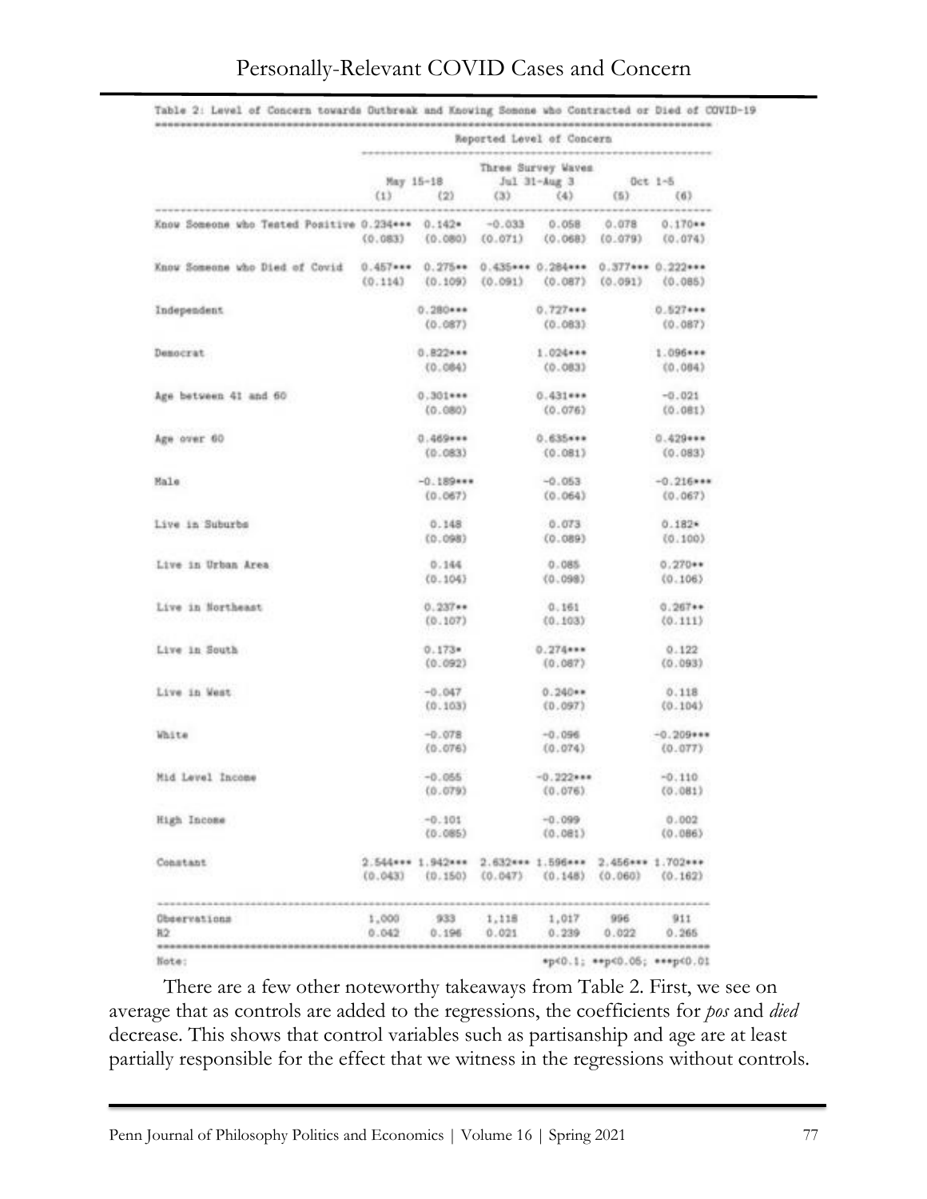Table 2: Level of Concern towards Outbreak and Knowing Somone who Contracted or Died of COVID-19

| | Reported Level of Concern | | | | | |
|---|---|---|---|---|---|---|
| | Three Survey Waves | | | | | |
| | May 15-18 | | Jul 31-Aug 3 | | Oct 1-5 | |
| | (1) | (2) | (3) | (4) | (5) | (6) |
| Know Someone who Tested Positive | 0.234*** | 0.142* | -0.033 | 0.058 | 0.078 | 0.170** |
| | (0.083) | (0.080) | (0.071) | (0.068) | (0.079) | (0.074) |
| Know Someone who Died of Covid | 0.457*** | 0.275** | 0.435*** | 0.284*** | 0.377*** | 0.222*** |
| | (0.114) | (0.109) | (0.091) | (0.087) | (0.091) | (0.085) |
| Independent | | 0.280*** | | 0.727*** | | 0.527*** |
| | | (0.087) | | (0.083) | | (0.087) |
| Democrat | | 0.822*** | | 1.024*** | | 1.096*** |
| | | (0.084) | | (0.083) | | (0.084) |
| Age between 41 and 60 | | 0.301*** | | 0.431*** | | -0.021 |
| | | (0.080) | | (0.076) | | (0.081) |
| Age over 60 | | 0.469*** | | 0.635*** | | 0.429*** |
| | | (0.083) | | (0.081) | | (0.083) |
| Male | | -0.189*** | | -0.053 | | -0.216*** |
| | | (0.067) | | (0.064) | | (0.067) |
| Live in Suburbs | | 0.148 | | 0.073 | | 0.182* |
| | | (0.098) | | (0.089) | | (0.100) |
| Live in Urban Area | | 0.144 | | 0.085 | | 0.270** |
| | | (0.104) | | (0.098) | | (0.106) |
| Live in Northeast | | 0.237** | | 0.161 | | 0.267** |
| | | (0.107) | | (0.103) | | (0.111) |
| Live in South | | 0.173* | | 0.274*** | | 0.122 |
| | | (0.092) | | (0.087) | | (0.093) |
| Live in West | | -0.047 | | 0.240** | | 0.118 |
| | | (0.103) | | (0.097) | | (0.104) |
| White | | -0.078 | | -0.096 | | -0.209*** |
| | | (0.076) | | (0.074) | | (0.077) |
| Mid Level Income | | -0.055 | | -0.222*** | | -0.110 |
| | | (0.079) | | (0.076) | | (0.081) |
| High Income | | -0.101 | | -0.099 | | 0.002 |
| | | (0.085) | | (0.081) | | (0.086) |
| Constant | 2.544*** | 1.942*** | 2.632*** | 1.596*** | 2.456*** | 1.702*** |
| | (0.043) | (0.150) | (0.047) | (0.148) | (0.060) | (0.162) |
| Observations | 1,000 | 933 | 1,118 | 1,017 | 996 | 911 |
| $R^2$ | 0.042 | 0.196 | 0.021 | 0.239 | 0.022 | 0.265 |

Note: *p<0.1; **p<0.05; ***p<0.01

There are a few other noteworthy takeaways from Table 2. First, we see on average that as controls are added to the regressions, the coefficients for *pos* and *died* decrease. This shows that control variables such as partisanship and age are at least partially responsible for the effect that we witness in the regressions without controls.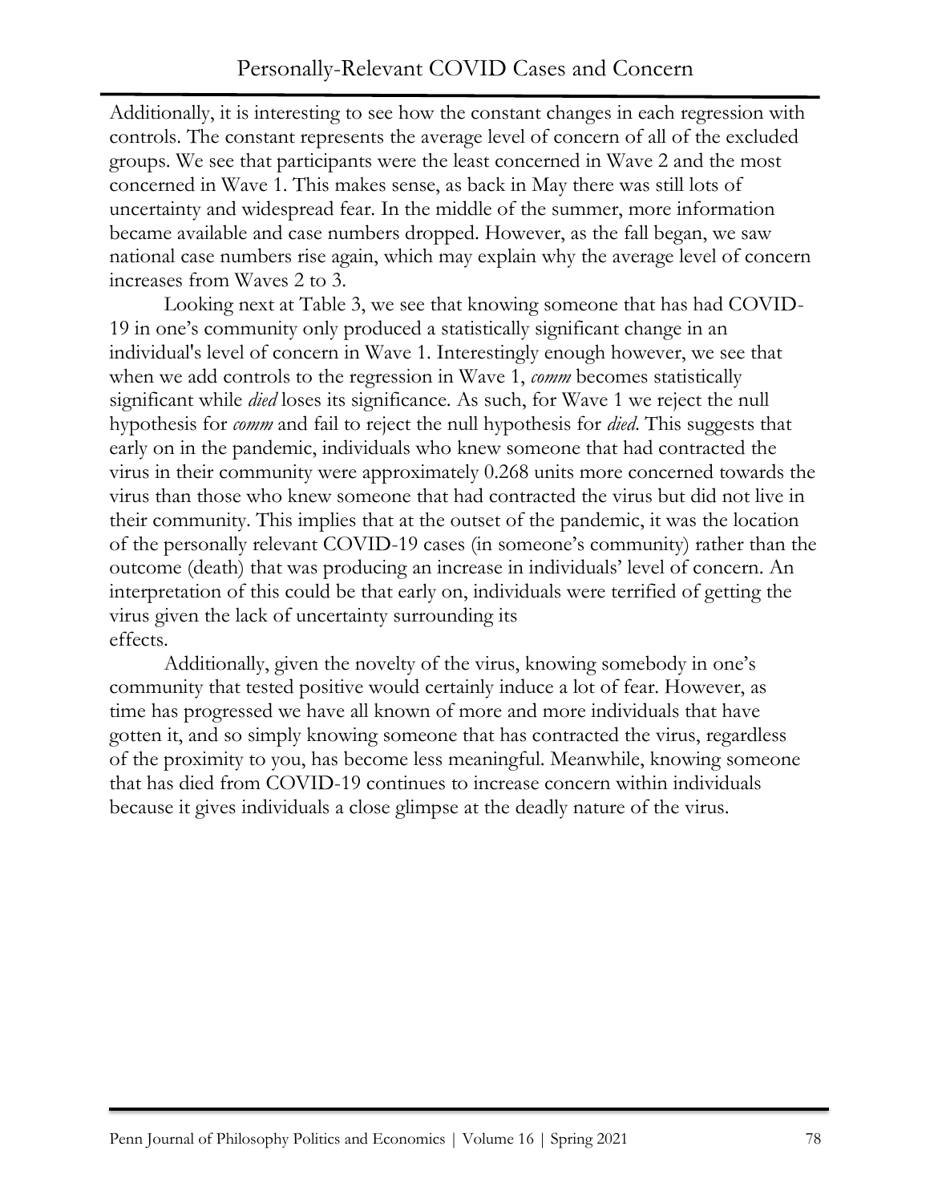Additionally, it is interesting to see how the constant changes in each regression with controls. The constant represents the average level of concern of all of the excluded groups. We see that participants were the least concerned in Wave 2 and the most concerned in Wave 1. This makes sense, as back in May there was still lots of uncertainty and widespread fear. In the middle of the summer, more information became available and case numbers dropped. However, as the fall began, we saw national case numbers rise again, which may explain why the average level of concern increases from Waves 2 to 3.

Looking next at Table 3, we see that knowing someone that has had COVID-19 in one's community only produced a statistically significant change in an individual's level of concern in Wave 1. Interestingly enough however, we see that when we add controls to the regression in Wave 1, *comm* becomes statistically significant while *died* loses its significance. As such, for Wave 1 we reject the null hypothesis for *comm* and fail to reject the null hypothesis for *died*. This suggests that early on in the pandemic, individuals who knew someone that had contracted the virus in their community were approximately 0.268 units more concerned towards the virus than those who knew someone that had contracted the virus but did not live in their community. This implies that at the outset of the pandemic, it was the location of the personally relevant COVID-19 cases (in someone's community) rather than the outcome (death) that was producing an increase in individuals' level of concern. An interpretation of this could be that early on, individuals were terrified of getting the virus given the lack of uncertainty surrounding its effects.

Additionally, given the novelty of the virus, knowing somebody in one's community that tested positive would certainly induce a lot of fear. However, as time has progressed we have all known of more and more individuals that have gotten it, and so simply knowing someone that has contracted the virus, regardless of the proximity to you, has become less meaningful. Meanwhile, knowing someone that has died from COVID-19 continues to increase concern within individuals because it gives individuals a close glimpse at the deadly nature of the virus.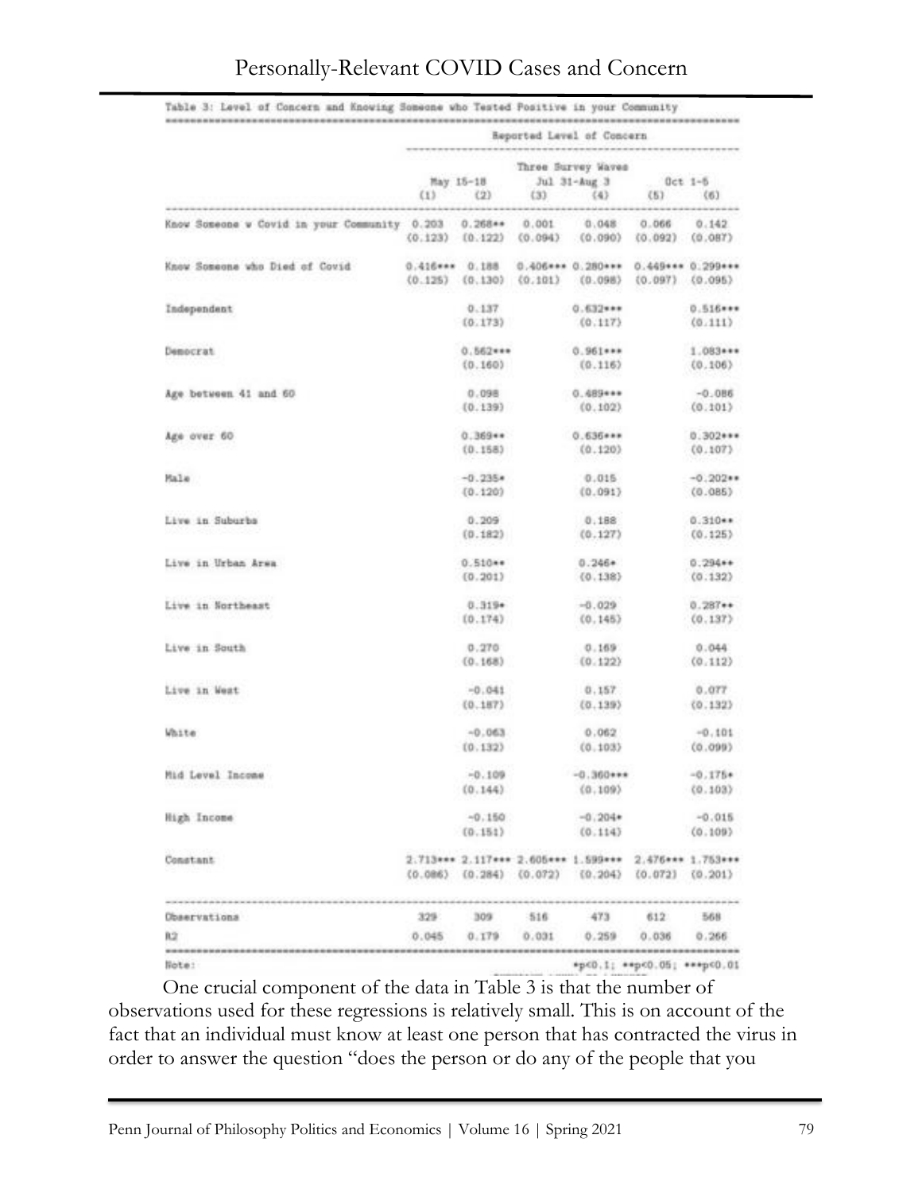Table 3: Level of Concern and Knowing Someone who Tested Positive in your Community

| | Reported Level of Concern | | | | | |
|---|---|---|---|---|---|---|
| | Three Survey Waves | | | | | |
| | May 15-18 | | Jul 31-Aug 3 | | Oct 1-5 | |
| | (1) | (2) | (3) | (4) | (5) | (6) |
| Know Someone w Covid in your Community | 0.203 | 0.268** | 0.001 | 0.048 | 0.066 | 0.142 |
| | (0.123) | (0.122) | (0.094) | (0.090) | (0.092) | (0.087) |
| Know Someone who Died of Covid | 0.416*** | 0.188 | 0.406*** | 0.280*** | 0.449*** | 0.299*** |
| | (0.125) | (0.130) | (0.101) | (0.098) | (0.097) | (0.095) |
| Independent | | 0.137 | | 0.632*** | | 0.516*** |
| | | (0.173) | | (0.117) | | (0.111) |
| Democrat | | 0.562*** | | 0.961*** | | 1.083*** |
| | | (0.160) | | (0.116) | | (0.106) |
| Age between 41 and 60 | | 0.098 | | 0.489*** | | -0.086 |
| | | (0.139) | | (0.102) | | (0.101) |
| Age over 60 | | 0.369** | | 0.636*** | | 0.302*** |
| | | (0.158) | | (0.120) | | (0.107) |
| Male | | -0.235* | | 0.015 | | -0.202** |
| | | (0.120) | | (0.091) | | (0.085) |
| Live in Suburbs | | 0.209 | | 0.188 | | 0.310** |
| | | (0.182) | | (0.127) | | (0.125) |
| Live in Urban Area | | 0.510** | | 0.246* | | 0.294** |
| | | (0.201) | | (0.138) | | (0.132) |
| Live in Northeast | | 0.319* | | -0.029 | | 0.287** |
| | | (0.174) | | (0.145) | | (0.137) |
| Live in South | | 0.270 | | 0.169 | | 0.044 |
| | | (0.168) | | (0.122) | | (0.112) |
| Live in West | | -0.041 | | 0.157 | | 0.077 |
| | | (0.187) | | (0.139) | | (0.132) |
| White | | -0.063 | | 0.062 | | -0.101 |
| | | (0.132) | | (0.103) | | (0.099) |
| Mid Level Income | | -0.109 | | -0.360*** | | -0.175* |
| | | (0.144) | | (0.109) | | (0.103) |
| High Income | | -0.150 | | -0.204* | | -0.015 |
| | | (0.151) | | (0.114) | | (0.109) |
| Constant | 2.713*** | 2.117*** | 2.605*** | 1.599*** | 2.476*** | 1.753*** |
| | (0.086) | (0.284) | (0.072) | (0.204) | (0.072) | (0.201) |
| Observations | 329 | 309 | 516 | 473 | 612 | 568 |
| $R^2$ | 0.045 | 0.179 | 0.031 | 0.259 | 0.036 | 0.266 |

Note: *p<0.1; **p<0.05; ***p<0.01

One crucial component of the data in Table 3 is that the number of observations used for these regressions is relatively small. This is on account of the fact that an individual must know at least one person that has contracted the virus in order to answer the question "does the person or do any of the people that you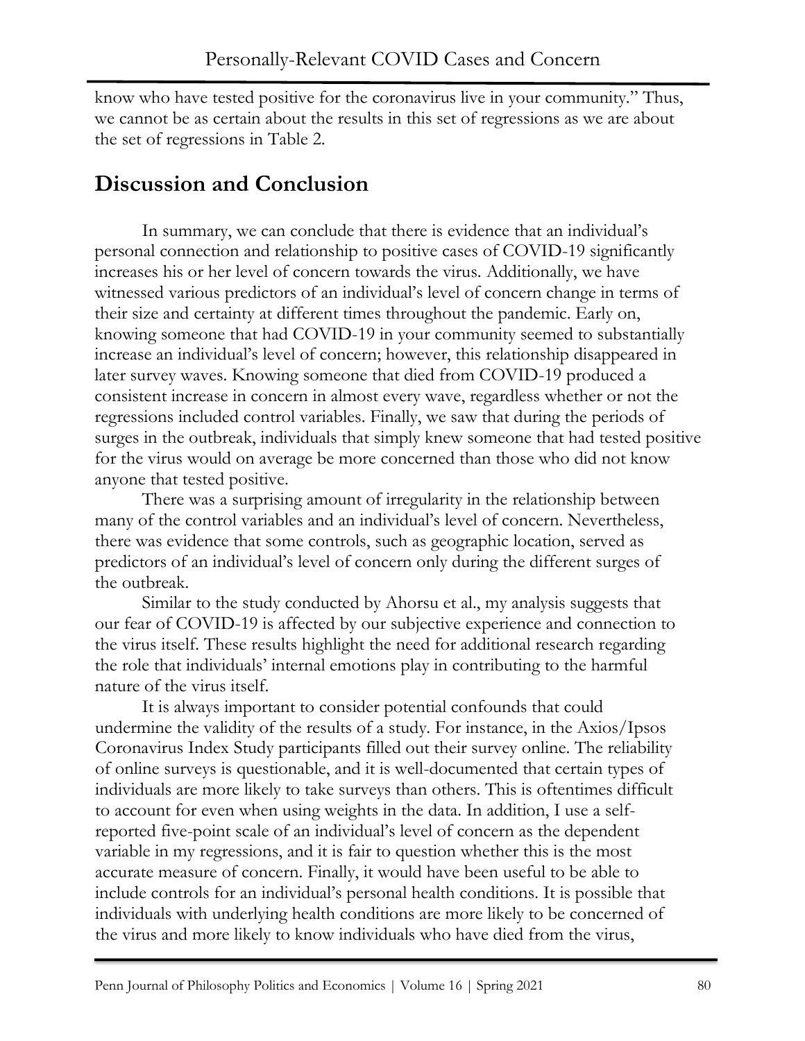know who have tested positive for the coronavirus live in your community." Thus, we cannot be as certain about the results in this set of regressions as we are about the set of regressions in Table 2.

## Discussion and Conclusion

In summary, we can conclude that there is evidence that an individual's personal connection and relationship to positive cases of COVID-19 significantly increases his or her level of concern towards the virus. Additionally, we have witnessed various predictors of an individual's level of concern change in terms of their size and certainty at different times throughout the pandemic. Early on, knowing someone that had COVID-19 in your community seemed to substantially increase an individual's level of concern; however, this relationship disappeared in later survey waves. Knowing someone that died from COVID-19 produced a consistent increase in concern in almost every wave, regardless whether or not the regressions included control variables. Finally, we saw that during the periods of surges in the outbreak, individuals that simply knew someone that had tested positive for the virus would on average be more concerned than those who did not know anyone that tested positive.

There was a surprising amount of irregularity in the relationship between many of the control variables and an individual's level of concern. Nevertheless, there was evidence that some controls, such as geographic location, served as predictors of an individual's level of concern only during the different surges of the outbreak.

Similar to the study conducted by Ahorsu et al., my analysis suggests that our fear of COVID-19 is affected by our subjective experience and connection to the virus itself. These results highlight the need for additional research regarding the role that individuals' internal emotions play in contributing to the harmful nature of the virus itself.

It is always important to consider potential confounds that could undermine the validity of the results of a study. For instance, in the Axios/Ipsos Coronavirus Index Study participants filled out their survey online. The reliability of online surveys is questionable, and it is well-documented that certain types of individuals are more likely to take surveys than others. This is oftentimes difficult to account for even when using weights in the data. In addition, I use a self-reported five-point scale of an individual's level of concern as the dependent variable in my regressions, and it is fair to question whether this is the most accurate measure of concern. Finally, it would have been useful to be able to include controls for an individual's personal health conditions. It is possible that individuals with underlying health conditions are more likely to be concerned of the virus and more likely to know individuals who have died from the virus,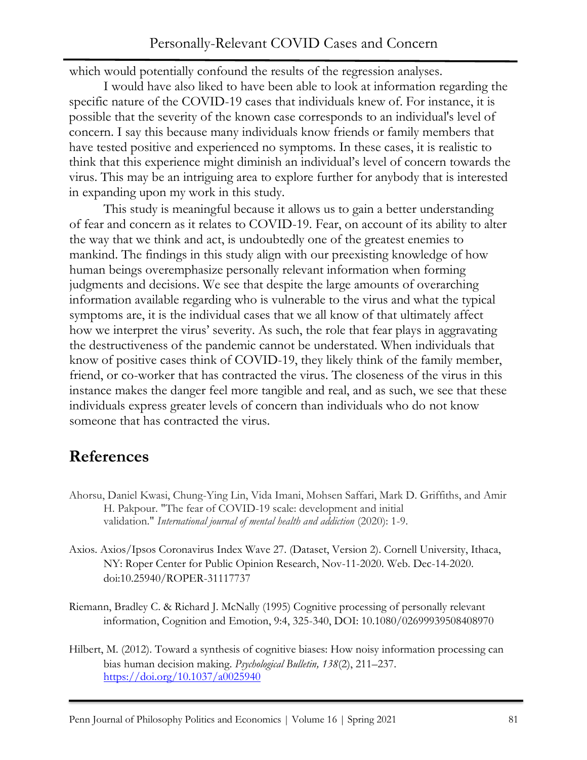which would potentially confound the results of the regression analyses.

I would have also liked to have been able to look at information regarding the specific nature of the COVID-19 cases that individuals knew of. For instance, it is possible that the severity of the known case corresponds to an individual's level of concern. I say this because many individuals know friends or family members that have tested positive and experienced no symptoms. In these cases, it is realistic to think that this experience might diminish an individual's level of concern towards the virus. This may be an intriguing area to explore further for anybody that is interested in expanding upon my work in this study.

This study is meaningful because it allows us to gain a better understanding of fear and concern as it relates to COVID-19. Fear, on account of its ability to alter the way that we think and act, is undoubtedly one of the greatest enemies to mankind. The findings in this study align with our preexisting knowledge of how human beings overemphasize personally relevant information when forming judgments and decisions. We see that despite the large amounts of overarching information available regarding who is vulnerable to the virus and what the typical symptoms are, it is the individual cases that we all know of that ultimately affect how we interpret the virus' severity. As such, the role that fear plays in aggravating the destructiveness of the pandemic cannot be understated. When individuals that know of positive cases think of COVID-19, they likely think of the family member, friend, or co-worker that has contracted the virus. The closeness of the virus in this instance makes the danger feel more tangible and real, and as such, we see that these individuals express greater levels of concern than individuals who do not know someone that has contracted the virus.

## References

Ahorsu, Daniel Kwasi, Chung-Ying Lin, Vida Imani, Mohsen Saffari, Mark D. Griffiths, and Amir H. Pakpour. "The fear of COVID-19 scale: development and initial validation." *International journal of mental health and addiction* (2020): 1-9.

Axios. Axios/Ipsos Coronavirus Index Wave 27. (Dataset, Version 2). Cornell University, Ithaca, NY: Roper Center for Public Opinion Research, Nov-11-2020. Web. Dec-14-2020. doi:10.25940/ROPER-31117737

Riemann, Bradley C. & Richard J. McNally (1995) Cognitive processing of personally relevant information, Cognition and Emotion, 9:4, 325-340, DOI: 10.1080/02699939508408970

Hilbert, M. (2012). Toward a synthesis of cognitive biases: How noisy information processing can bias human decision making. *Psychological Bulletin, 138*(2), 211–237. https://doi.org/10.1037/a0025940